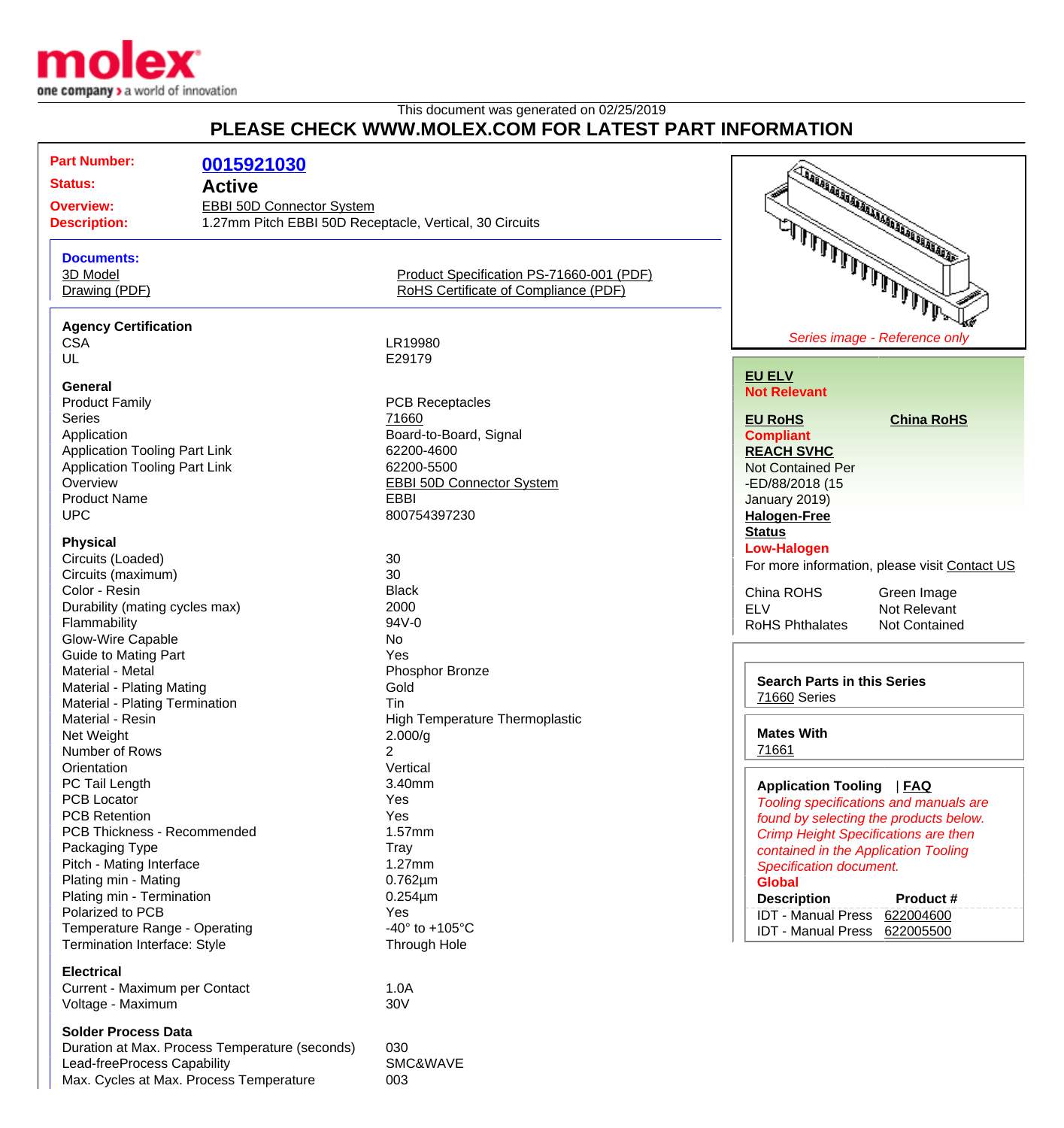This document was generated on 02/25/2019

# PLEASE CHECK WWW.MOLEX.COM FOR LATEST PART INFORMATION

| | |
|---|---|
| **Part Number:** | **0015921030** |
| **Status:** | **Active** |
| **Overview:** | EBBI 50D Connector System |
| **Description:** | 1.27mm Pitch EBBI 50D Receptacle, Vertical, 30 Circuits |

**Documents:**

- 3D Model
- Drawing (PDF)
- Product Specification PS-71660-001 (PDF)
- RoHS Certificate of Compliance (PDF)

### Agency Certification

| | |
|---|---|
| CSA | LR19980 |
| UL | E29179 |

### General

| | |
|---|---|
| Product Family | PCB Receptacles |
| Series | 71660 |
| Application | Board-to-Board, Signal |
| Application Tooling Part Link | 62200-4600 |
| Application Tooling Part Link | 62200-5500 |
| Overview | EBBI 50D Connector System |
| Product Name | EBBI |
| UPC | 800754397230 |

### Physical

| | |
|---|---|
| Circuits (Loaded) | 30 |
| Circuits (maximum) | 30 |
| Color - Resin | Black |
| Durability (mating cycles max) | 2000 |
| Flammability | 94V-0 |
| Glow-Wire Capable | No |
| Guide to Mating Part | Yes |
| Material - Metal | Phosphor Bronze |
| Material - Plating Mating | Gold |
| Material - Plating Termination | Tin |
| Material - Resin | High Temperature Thermoplastic |
| Net Weight | 2.000/g |
| Number of Rows | 2 |
| Orientation | Vertical |
| PC Tail Length | 3.40mm |
| PCB Locator | Yes |
| PCB Retention | Yes |
| PCB Thickness - Recommended | 1.57mm |
| Packaging Type | Tray |
| Pitch - Mating Interface | 1.27mm |
| Plating min - Mating | 0.762µm |
| Plating min - Termination | 0.254µm |
| Polarized to PCB | Yes |
| Temperature Range - Operating | -40° to +105°C |
| Termination Interface: Style | Through Hole |

### Electrical

| | |
|---|---|
| Current - Maximum per Contact | 1.0A |
| Voltage - Maximum | 30V |

### Solder Process Data

| | |
|---|---|
| Duration at Max. Process Temperature (seconds) | 030 |
| Lead-freeProcess Capability | SMC&WAVE |
| Max. Cycles at Max. Process Temperature | 003 |

*Series image - Reference only*

**EU ELV**
**Not Relevant**

**EU RoHS** **China RoHS**
**Compliant**

**REACH SVHC**
Not Contained Per -ED/88/2018 (15 January 2019)

**Halogen-Free Status**
**Low-Halogen**

For more information, please visit Contact US

| | |
|---|---|
| China ROHS | Green Image |
| ELV | Not Relevant |
| RoHS Phthalates | Not Contained |

**Search Parts in this Series**
71660 Series

**Mates With**
71661

**Application Tooling** | **FAQ**

*Tooling specifications and manuals are found by selecting the products below. Crimp Height Specifications are then contained in the Application Tooling Specification document.*

**Global**

| Description | Product # |
|---|---|
| IDT - Manual Press | 622004600 |
| IDT - Manual Press | 622005500 |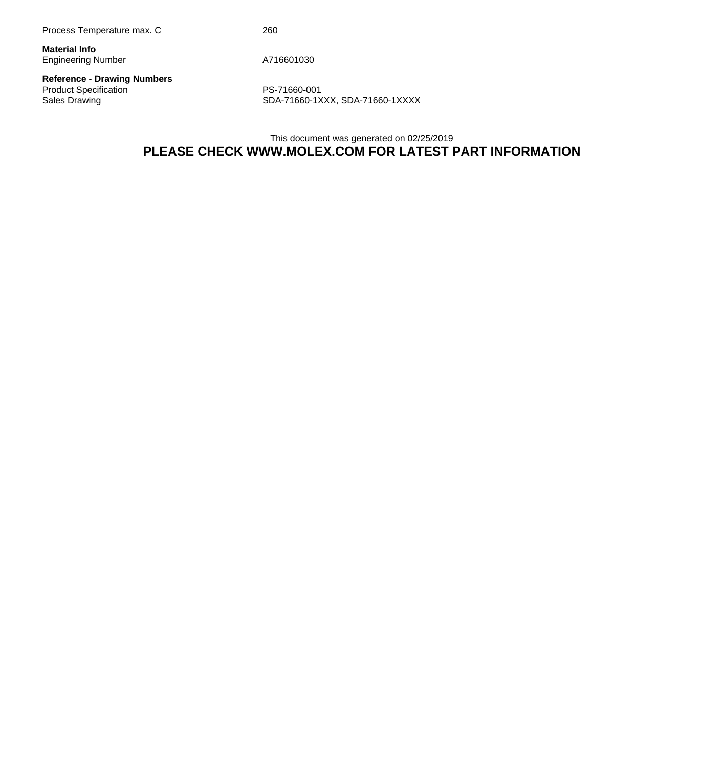| | |
|---|---|
| Process Temperature max. C | 260 |
| **Material Info** | |
| Engineering Number | A716601030 |
| **Reference - Drawing Numbers** | |
| Product Specification | PS-71660-001 |
| Sales Drawing | SDA-71660-1XXX, SDA-71660-1XXXX |

This document was generated on 02/25/2019

**PLEASE CHECK WWW.MOLEX.COM FOR LATEST PART INFORMATION**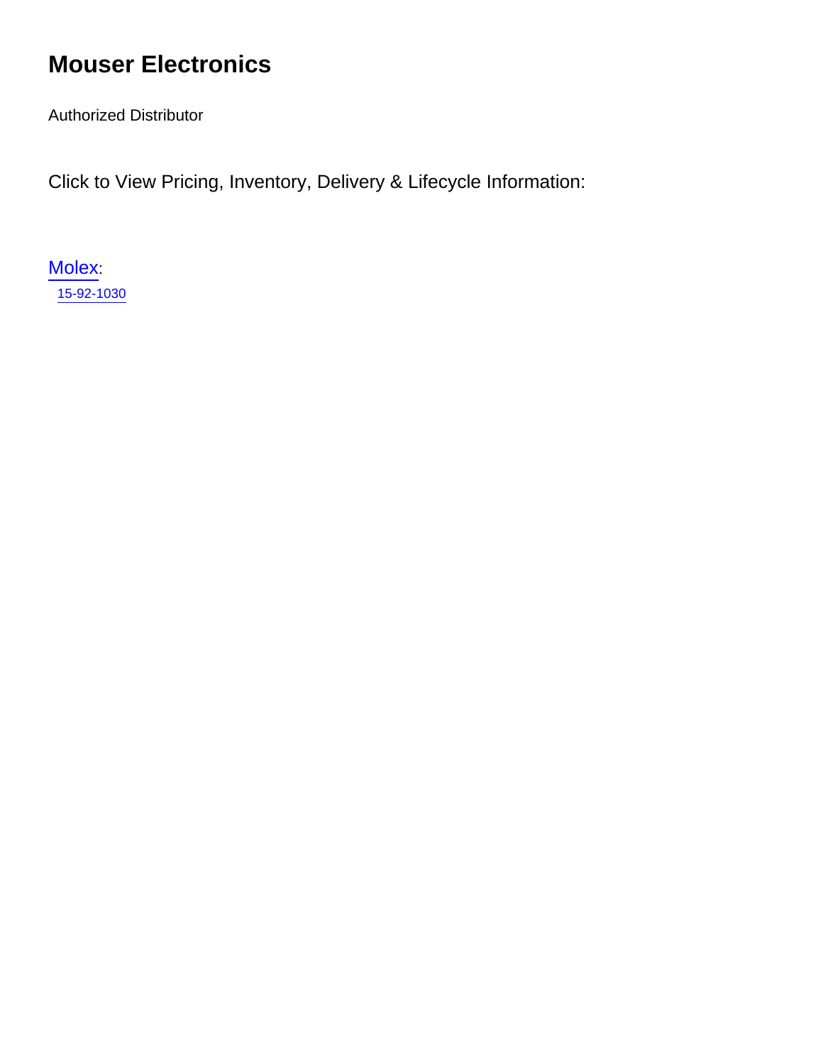# Mouser Electronics

Authorized Distributor

Click to View Pricing, Inventory, Delivery & Lifecycle Information:

Molex:

15-92-1030